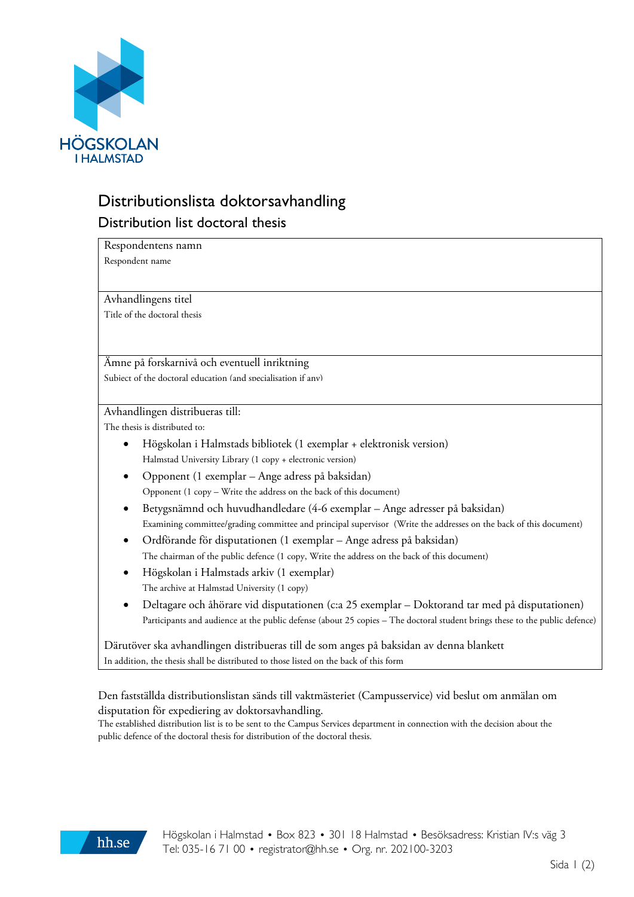HÖGSKOLAN I HALMSTAD

# Distributionslista doktorsavhandling

## Distribution list doctoral thesis

| Respondentens namn<br>Respondent name |
|---|
| Avhandlingens titel<br>Title of the doctoral thesis |
| Ämne på forskarnivå och eventuell inriktning<br>Subject of the doctoral education (and specialisation if any) |

Avhandlingen distribueras till:
The thesis is distributed to:

- Högskolan i Halmstads bibliotek (1 exemplar + elektronisk version)
  Halmstad University Library (1 copy + electronic version)
- Opponent (1 exemplar – Ange adress på baksidan)
  Opponent (1 copy – Write the address on the back of this document)
- Betygsnämnd och huvudhandledare (4-6 exemplar – Ange adresser på baksidan)
  Examining committee/grading committee and principal supervisor (Write the addresses on the back of this document)
- Ordförande för disputationen (1 exemplar – Ange adress på baksidan)
  The chairman of the public defence (1 copy, Write the address on the back of this document)
- Högskolan i Halmstads arkiv (1 exemplar)
  The archive at Halmstad University (1 copy)
- Deltagare och åhörare vid disputationen (c:a 25 exemplar – Doktorand tar med på disputationen)
  Participants and audience at the public defense (about 25 copies – The doctoral student brings these to the public defence)

Därutöver ska avhandlingen distribueras till de som anges på baksidan av denna blankett
In addition, the thesis shall be distributed to those listed on the back of this form

Den fastställda distributionslistan sänds till vaktmästeriet (Campusservice) vid beslut om anmälan om disputation för expediering av doktorsavhandling.
The established distribution list is to be sent to the Campus Services department in connection with the decision about the public defence of the doctoral thesis for distribution of the doctoral thesis.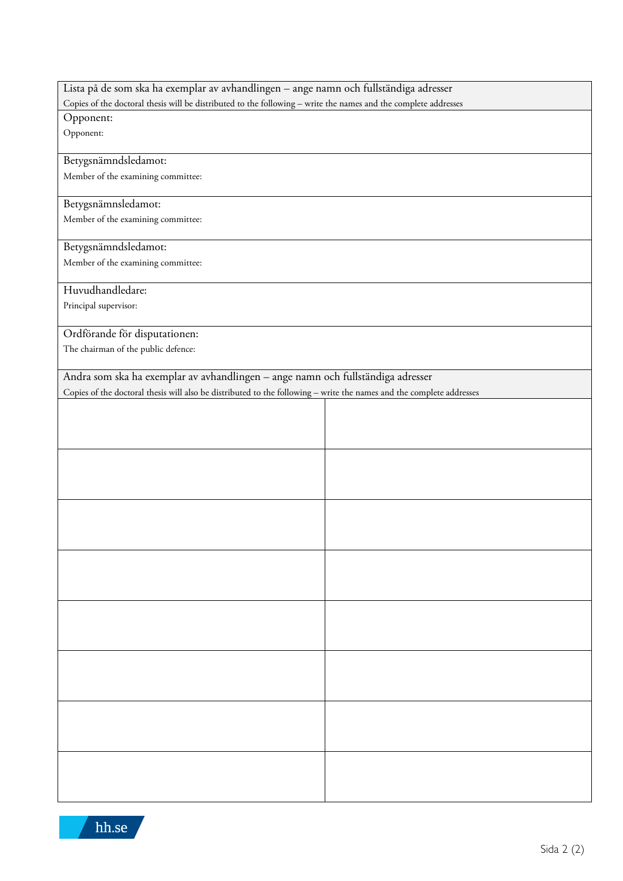| Lista på de som ska ha exemplar av avhandlingen – ange namn och fullständiga adresser<br>Copies of the doctoral thesis will be distributed to the following – write the names and the complete addresses |
| --- |
| Opponent:<br>Opponent: |
| Betygsnämndsledamot:<br>Member of the examining committee: |
| Betygsnämnsledamot:<br>Member of the examining committee: |
| Betygsnämndsledamot:<br>Member of the examining committee: |
| Huvudhandledare:<br>Principal supervisor: |
| Ordförande för disputationen:<br>The chairman of the public defence: |

| Andra som ska ha exemplar av avhandlingen – ange namn och fullständiga adresser<br>Copies of the doctoral thesis will also be distributed to the following – write the names and the complete addresses | |
| --- | --- |
| | |
| | |
| | |
| | |
| | |
| | |
| | |
| | |

hh.se